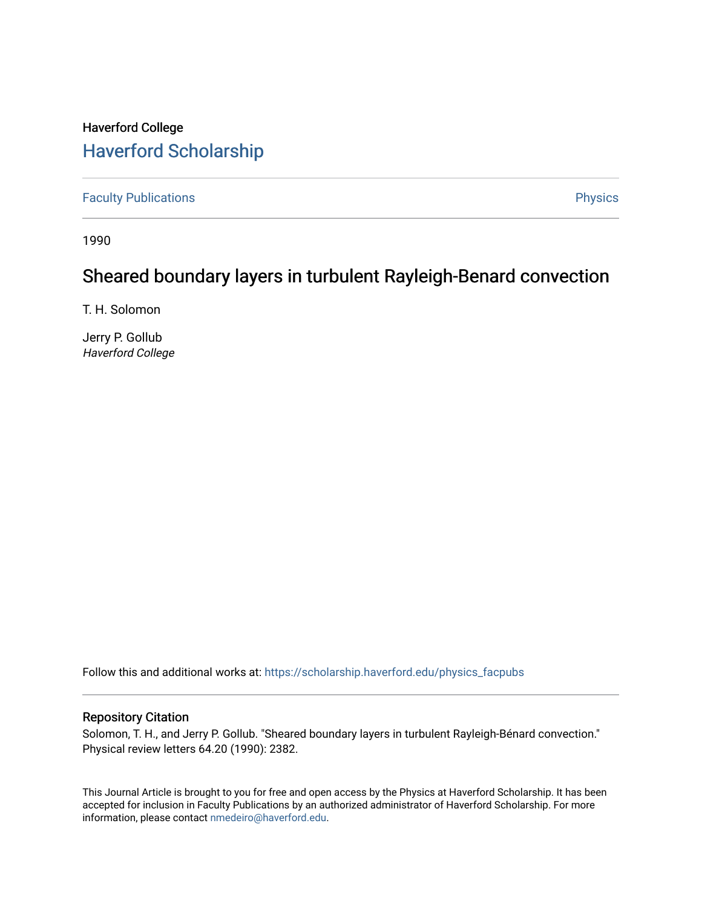Haverford College

# Haverford Scholarship

Faculty Publications

Physics

1990

## Sheared boundary layers in turbulent Rayleigh-Benard convection

T. H. Solomon

Jerry P. Gollub
*Haverford College*

Follow this and additional works at: https://scholarship.haverford.edu/physics_facpubs

### Repository Citation

Solomon, T. H., and Jerry P. Gollub. "Sheared boundary layers in turbulent Rayleigh-Bénard convection." Physical review letters 64.20 (1990): 2382.

This Journal Article is brought to you for free and open access by the Physics at Haverford Scholarship. It has been accepted for inclusion in Faculty Publications by an authorized administrator of Haverford Scholarship. For more information, please contact nmedeiro@haverford.edu.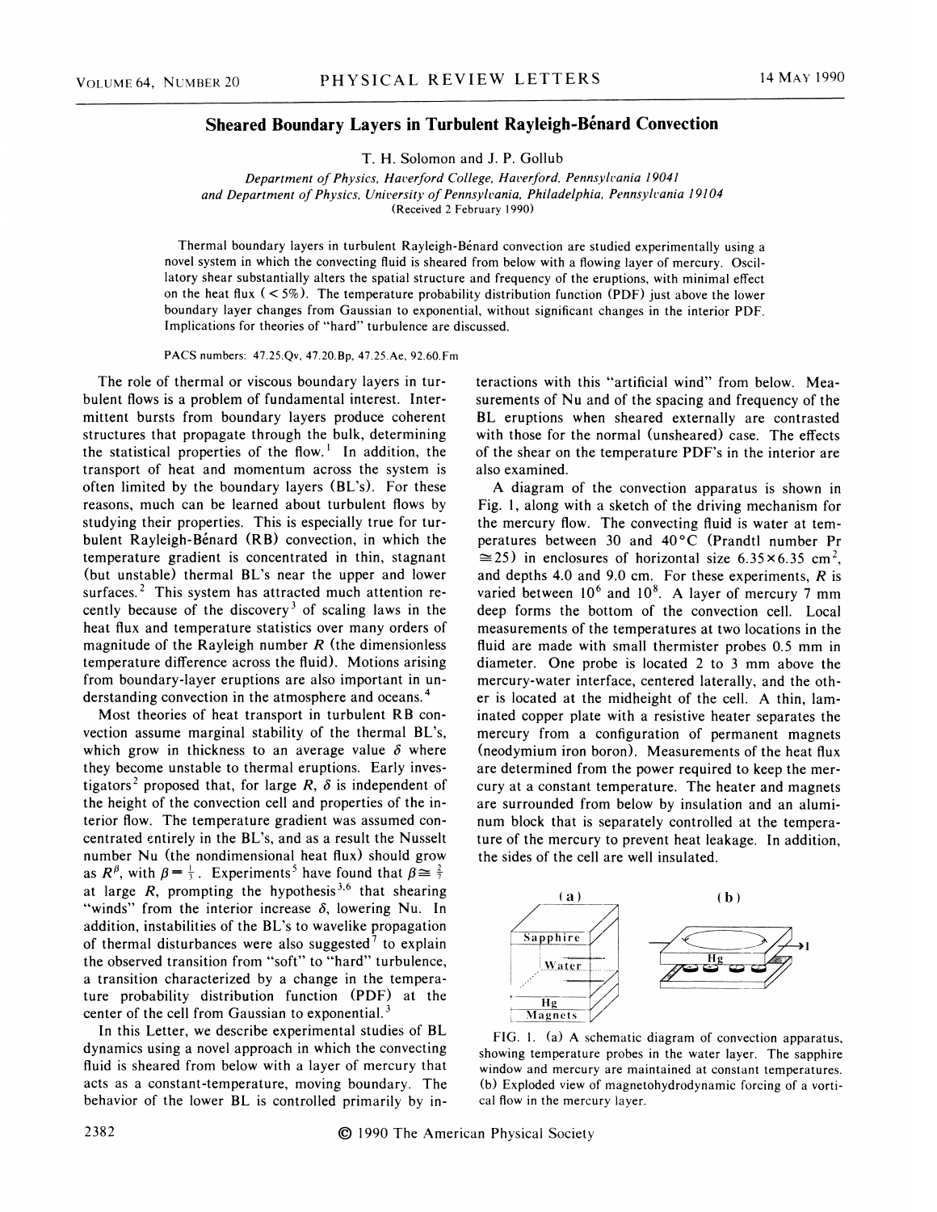# Sheared Boundary Layers in Turbulent Rayleigh-Bénard Convection

T. H. Solomon and J. P. Gollub

*Department of Physics, Haverford College, Haverford, Pennsylvania 19041*
*and Department of Physics, University of Pennsylvania, Philadelphia, Pennsylvania 19104*
(Received 2 February 1990)

Thermal boundary layers in turbulent Rayleigh-Bénard convection are studied experimentally using a novel system in which the convecting fluid is sheared from below with a flowing layer of mercury. Oscillatory shear substantially alters the spatial structure and frequency of the eruptions, with minimal effect on the heat flux (< 5%). The temperature probability distribution function (PDF) just above the lower boundary layer changes from Gaussian to exponential, without significant changes in the interior PDF. Implications for theories of "hard" turbulence are discussed.

PACS numbers: 47.25.Qv, 47.20.Bp, 47.25.Ae, 92.60.Fm

The role of thermal or viscous boundary layers in turbulent flows is a problem of fundamental interest. Intermittent bursts from boundary layers produce coherent structures that propagate through the bulk, determining the statistical properties of the flow.[1] In addition, the transport of heat and momentum across the system is often limited by the boundary layers (BL's). For these reasons, much can be learned about turbulent flows by studying their properties. This is especially true for turbulent Rayleigh-Bénard (RB) convection, in which the temperature gradient is concentrated in thin, stagnant (but unstable) thermal BL's near the upper and lower surfaces.[2] This system has attracted much attention recently because of the discovery[3] of scaling laws in the heat flux and temperature statistics over many orders of magnitude of the Rayleigh number $R$ (the dimensionless temperature difference across the fluid). Motions arising from boundary-layer eruptions are also important in understanding convection in the atmosphere and oceans.[4]

Most theories of heat transport in turbulent RB convection assume marginal stability of the thermal BL's, which grow in thickness to an average value $\delta$ where they become unstable to thermal eruptions. Early investigators[2] proposed that, for large $R$, $\delta$ is independent of the height of the convection cell and properties of the interior flow. The temperature gradient was assumed concentrated entirely in the BL's, and as a result the Nusselt number Nu (the nondimensional heat flux) should grow as $R^{\beta}$, with $\beta=\frac{1}{3}$. Experiments[5] have found that $\beta \cong \frac{2}{7}$ at large $R$, prompting the hypothesis[3,6] that shearing "winds" from the interior increase $\delta$, lowering Nu. In addition, instabilities of the BL's to wavelike propagation of thermal disturbances were also suggested[7] to explain the observed transition from "soft" to "hard" turbulence, a transition characterized by a change in the temperature probability distribution function (PDF) at the center of the cell from Gaussian to exponential.[3]

In this Letter, we describe experimental studies of BL dynamics using a novel approach in which the convecting fluid is sheared from below with a layer of mercury that acts as a constant-temperature, moving boundary. The behavior of the lower BL is controlled primarily by interactions with this "artificial wind" from below. Measurements of Nu and of the spacing and frequency of the BL eruptions when sheared externally are contrasted with those for the normal (unsheared) case. The effects of the shear on the temperature PDF's in the interior are also examined.

A diagram of the convection apparatus is shown in Fig. 1, along with a sketch of the driving mechanism for the mercury flow. The convecting fluid is water at temperatures between 30 and 40 °C (Prandtl number Pr $\cong 25$) in enclosures of horizontal size $6.35\times 6.35$ cm$^2$, and depths 4.0 and 9.0 cm. For these experiments, $R$ is varied between $10^6$ and $10^8$. A layer of mercury 7 mm deep forms the bottom of the convection cell. Local measurements of the temperatures at two locations in the fluid are made with small thermister probes 0.5 mm in diameter. One probe is located 2 to 3 mm above the mercury-water interface, centered laterally, and the other is located at the midheight of the cell. A thin, laminated copper plate with a resistive heater separates the mercury from a configuration of permanent magnets (neodymium iron boron). Measurements of the heat flux are determined from the power required to keep the mercury at a constant temperature. The heater and magnets are surrounded from below by insulation and an aluminum block that is separately controlled at the temperature of the mercury to prevent heat leakage. In addition, the sides of the cell are well insulated.

FIG. 1. (a) A schematic diagram of convection apparatus, showing temperature probes in the water layer. The sapphire window and mercury are maintained at constant temperatures. (b) Exploded view of magnetohydrodynamic forcing of a vortical flow in the mercury layer.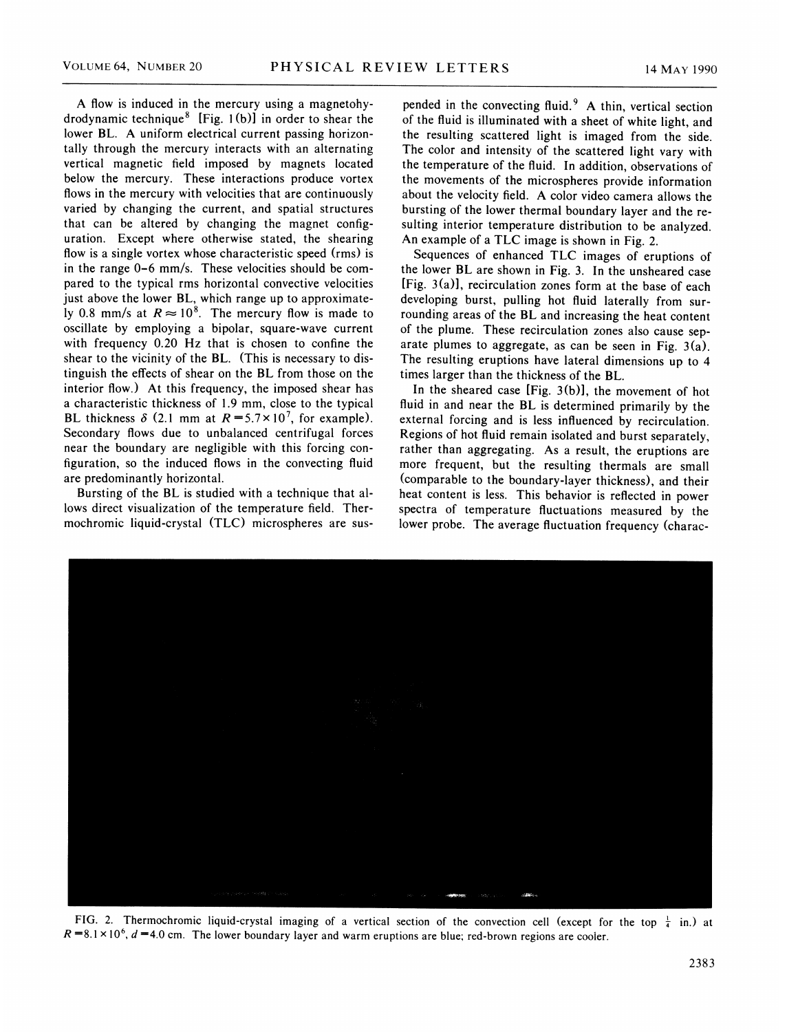A flow is induced in the mercury using a magnetohydrodynamic technique[8] [Fig. 1(b)] in order to shear the lower BL. A uniform electrical current passing horizontally through the mercury interacts with an alternating vertical magnetic field imposed by magnets located below the mercury. These interactions produce vortex flows in the mercury with velocities that are continuously varied by changing the current, and spatial structures that can be altered by changing the magnet configuration. Except where otherwise stated, the shearing flow is a single vortex whose characteristic speed (rms) is in the range 0–6 mm/s. These velocities should be compared to the typical rms horizontal convective velocities just above the lower BL, which range up to approximately 0.8 mm/s at $R \approx 10^8$. The mercury flow is made to oscillate by employing a bipolar, square-wave current with frequency 0.20 Hz that is chosen to confine the shear to the vicinity of the BL. (This is necessary to distinguish the effects of shear on the BL from those on the interior flow.) At this frequency, the imposed shear has a characteristic thickness of 1.9 mm, close to the typical BL thickness $\delta$ (2.1 mm at $R = 5.7 \times 10^7$, for example). Secondary flows due to unbalanced centrifugal forces near the boundary are negligible with this forcing configuration, so the induced flows in the convecting fluid are predominantly horizontal.

Bursting of the BL is studied with a technique that allows direct visualization of the temperature field. Thermochromic liquid-crystal (TLC) microspheres are suspended in the convecting fluid.[9] A thin, vertical section of the fluid is illuminated with a sheet of white light, and the resulting scattered light is imaged from the side. The color and intensity of the scattered light vary with the temperature of the fluid. In addition, observations of the movements of the microspheres provide information about the velocity field. A color video camera allows the bursting of the lower thermal boundary layer and the resulting interior temperature distribution to be analyzed. An example of a TLC image is shown in Fig. 2.

Sequences of enhanced TLC images of eruptions of the lower BL are shown in Fig. 3. In the unsheared case [Fig. 3(a)], recirculation zones form at the base of each developing burst, pulling hot fluid laterally from surrounding areas of the BL and increasing the heat content of the plume. These recirculation zones also cause separate plumes to aggregate, as can be seen in Fig. 3(a). The resulting eruptions have lateral dimensions up to 4 times larger than the thickness of the BL.

In the sheared case [Fig. 3(b)], the movement of hot fluid in and near the BL is determined primarily by the external forcing and is less influenced by recirculation. Regions of hot fluid remain isolated and burst separately, rather than aggregating. As a result, the eruptions are more frequent, but the resulting thermals are small (comparable to the boundary-layer thickness), and their heat content is less. This behavior is reflected in power spectra of temperature fluctuations measured by the lower probe. The average fluctuation frequency (charac-

FIG. 2. Thermochromic liquid-crystal imaging of a vertical section of the convection cell (except for the top $\frac{1}{4}$ in.) at $R = 8.1 \times 10^6$, $d = 4.0$ cm. The lower boundary layer and warm eruptions are blue; red-brown regions are cooler.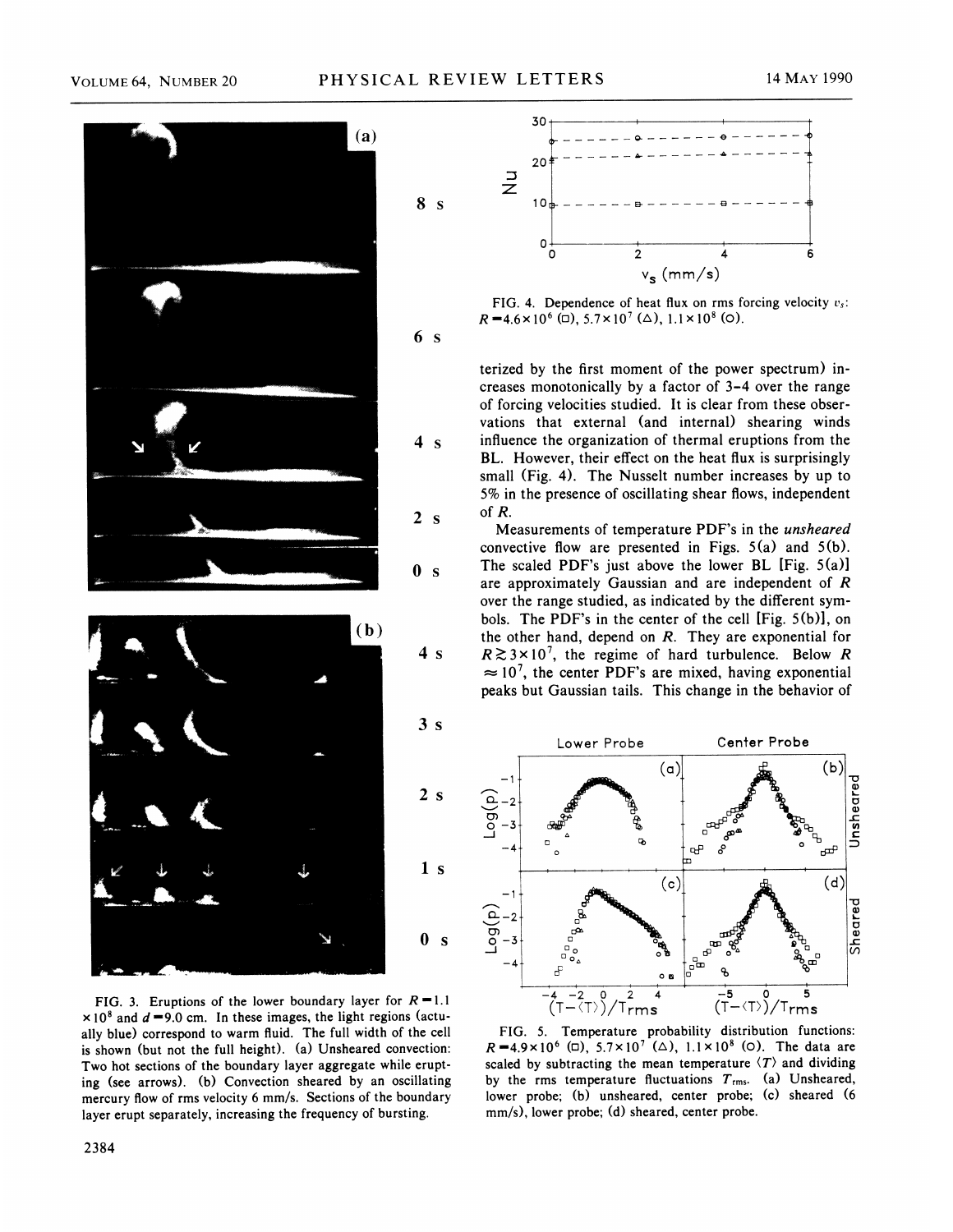FIG. 3. Eruptions of the lower boundary layer for $R=1.1\times10^8$ and $d=9.0$ cm. In these images, the light regions (actually blue) correspond to warm fluid. The full width of the cell is shown (but not the full height). (a) Unsheared convection: Two hot sections of the boundary layer aggregate while erupting (see arrows). (b) Convection sheared by an oscillating mercury flow of rms velocity 6 mm/s. Sections of the boundary layer erupt separately, increasing the frequency of bursting.

FIG. 4. Dependence of heat flux on rms forcing velocity $v_s$: $R=4.6\times10^6$ (□), $5.7\times10^7$ (△), $1.1\times10^8$ (○).

terized by the first moment of the power spectrum) increases monotonically by a factor of 3–4 over the range of forcing velocities studied. It is clear from these observations that external (and internal) shearing winds influence the organization of thermal eruptions from the BL. However, their effect on the heat flux is surprisingly small (Fig. 4). The Nusselt number increases by up to 5% in the presence of oscillating shear flows, independent of $R$.

Measurements of temperature PDF's in the *unsheared* convective flow are presented in Figs. 5(a) and 5(b). The scaled PDF's just above the lower BL [Fig. 5(a)] are approximately Gaussian and are independent of $R$ over the range studied, as indicated by the different symbols. The PDF's in the center of the cell [Fig. 5(b)], on the other hand, depend on $R$. They are exponential for $R\gtrsim3\times10^7$, the regime of hard turbulence. Below $R\approx10^7$, the center PDF's are mixed, having exponential peaks but Gaussian tails. This change in the behavior of

FIG. 5. Temperature probability distribution functions: $R=4.9\times10^6$ (□), $5.7\times10^7$ (△), $1.1\times10^8$ (○). The data are scaled by subtracting the mean temperature $\langle T\rangle$ and dividing by the rms temperature fluctuations $T_{\text{rms}}$. (a) Unsheared, lower probe; (b) unsheared, center probe; (c) sheared (6 mm/s), lower probe; (d) sheared, center probe.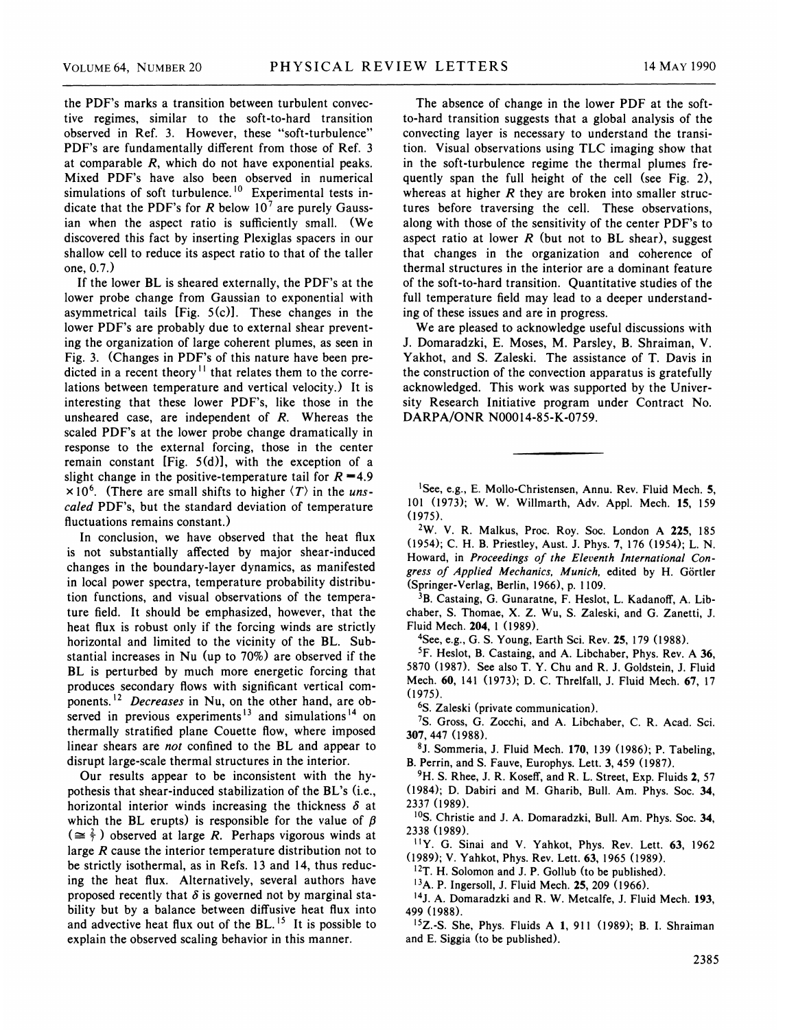the PDF's marks a transition between turbulent convective regimes, similar to the soft-to-hard transition observed in Ref. 3. However, these "soft-turbulence" PDF's are fundamentally different from those of Ref. 3 at comparable $R$, which do not have exponential peaks. Mixed PDF's have also been observed in numerical simulations of soft turbulence.[10] Experimental tests indicate that the PDF's for $R$ below $10^7$ are purely Gaussian when the aspect ratio is sufficiently small. (We discovered this fact by inserting Plexiglas spacers in our shallow cell to reduce its aspect ratio to that of the taller one, 0.7.)

If the lower BL is sheared externally, the PDF's at the lower probe change from Gaussian to exponential with asymmetrical tails [Fig. 5(c)]. These changes in the lower PDF's are probably due to external shear preventing the organization of large coherent plumes, as seen in Fig. 3. (Changes in PDF's of this nature have been predicted in a recent theory[11] that relates them to the correlations between temperature and vertical velocity.) It is interesting that these lower PDF's, like those in the unsheared case, are independent of $R$. Whereas the scaled PDF's at the lower probe change dramatically in response to the external forcing, those in the center remain constant [Fig. 5(d)], with the exception of a slight change in the positive-temperature tail for $R = 4.9 \times 10^6$. (There are small shifts to higher $\langle T \rangle$ in the *unscaled* PDF's, but the standard deviation of temperature fluctuations remains constant.)

In conclusion, we have observed that the heat flux is not substantially affected by major shear-induced changes in the boundary-layer dynamics, as manifested in local power spectra, temperature probability distribution functions, and visual observations of the temperature field. It should be emphasized, however, that the heat flux is robust only if the forcing winds are strictly horizontal and limited to the vicinity of the BL. Substantial increases in Nu (up to 70%) are observed if the BL is perturbed by much more energetic forcing that produces secondary flows with significant vertical components.[12] *Decreases* in Nu, on the other hand, are observed in previous experiments[13] and simulations[14] on thermally stratified plane Couette flow, where imposed linear shears are *not* confined to the BL and appear to disrupt large-scale thermal structures in the interior.

Our results appear to be inconsistent with the hypothesis that shear-induced stabilization of the BL's (i.e., horizontal interior winds increasing the thickness $\delta$ at which the BL erupts) is responsible for the value of $\beta$ ($\cong \frac{2}{7}$) observed at large $R$. Perhaps vigorous winds at large $R$ cause the interior temperature distribution not to be strictly isothermal, as in Refs. 13 and 14, thus reducing the heat flux. Alternatively, several authors have proposed recently that $\delta$ is governed not by marginal stability but by a balance between diffusive heat flux into and advective heat flux out of the BL.[15] It is possible to explain the observed scaling behavior in this manner.

The absence of change in the lower PDF at the soft-to-hard transition suggests that a global analysis of the convecting layer is necessary to understand the transition. Visual observations using TLC imaging show that in the soft-turbulence regime the thermal plumes frequently span the full height of the cell (see Fig. 2), whereas at higher $R$ they are broken into smaller structures before traversing the cell. These observations, along with those of the sensitivity of the center PDF's to aspect ratio at lower $R$ (but not to BL shear), suggest that changes in the organization and coherence of thermal structures in the interior are a dominant feature of the soft-to-hard transition. Quantitative studies of the full temperature field may lead to a deeper understanding of these issues and are in progress.

We are pleased to acknowledge useful discussions with J. Domaradzki, E. Moses, M. Parsley, B. Shraiman, V. Yakhot, and S. Zaleski. The assistance of T. Davis in the construction of the convection apparatus is gratefully acknowledged. This work was supported by the University Research Initiative program under Contract No. DARPA/ONR N00014-85-K-0759.

---

[1] See, e.g., E. Mollo-Christensen, Annu. Rev. Fluid Mech. **5**, 101 (1973); W. W. Willmarth, Adv. Appl. Mech. **15**, 159 (1975).

[2] W. V. R. Malkus, Proc. Roy. Soc. London A **225**, 185 (1954); C. H. B. Priestley, Aust. J. Phys. **7**, 176 (1954); L. N. Howard, in *Proceedings of the Eleventh International Congress of Applied Mechanics, Munich*, edited by H. Görtler (Springer-Verlag, Berlin, 1966), p. 1109.

[3] B. Castaing, G. Gunaratne, F. Heslot, L. Kadanoff, A. Libchaber, S. Thomae, X. Z. Wu, S. Zaleski, and G. Zanetti, J. Fluid Mech. **204**, 1 (1989).

[4] See, e.g., G. S. Young, Earth Sci. Rev. **25**, 179 (1988).

[5] F. Heslot, B. Castaing, and A. Libchaber, Phys. Rev. A **36**, 5870 (1987). See also T. Y. Chu and R. J. Goldstein, J. Fluid Mech. **60**, 141 (1973); D. C. Threlfall, J. Fluid Mech. **67**, 17 (1975).

[6] S. Zaleski (private communication).

[7] S. Gross, G. Zocchi, and A. Libchaber, C. R. Acad. Sci. **307**, 447 (1988).

[8] J. Sommeria, J. Fluid Mech. **170**, 139 (1986); P. Tabeling, B. Perrin, and S. Fauve, Europhys. Lett. **3**, 459 (1987).

[9] H. S. Rhee, J. R. Koseff, and R. L. Street, Exp. Fluids **2**, 57 (1984); D. Dabiri and M. Gharib, Bull. Am. Phys. Soc. **34**, 2337 (1989).

[10] S. Christie and J. A. Domaradzki, Bull. Am. Phys. Soc. **34**, 2338 (1989).

[11] Y. G. Sinai and V. Yahkot, Phys. Rev. Lett. **63**, 1962 (1989); V. Yahkot, Phys. Rev. Lett. **63**, 1965 (1989).

[12] T. H. Solomon and J. P. Gollub (to be published).

[13] A. P. Ingersoll, J. Fluid Mech. **25**, 209 (1966).

[14] J. A. Domaradzki and R. W. Metcalfe, J. Fluid Mech. **193**, 499 (1988).

[15] Z.-S. She, Phys. Fluids A **1**, 911 (1989); B. I. Shraiman and E. Siggia (to be published).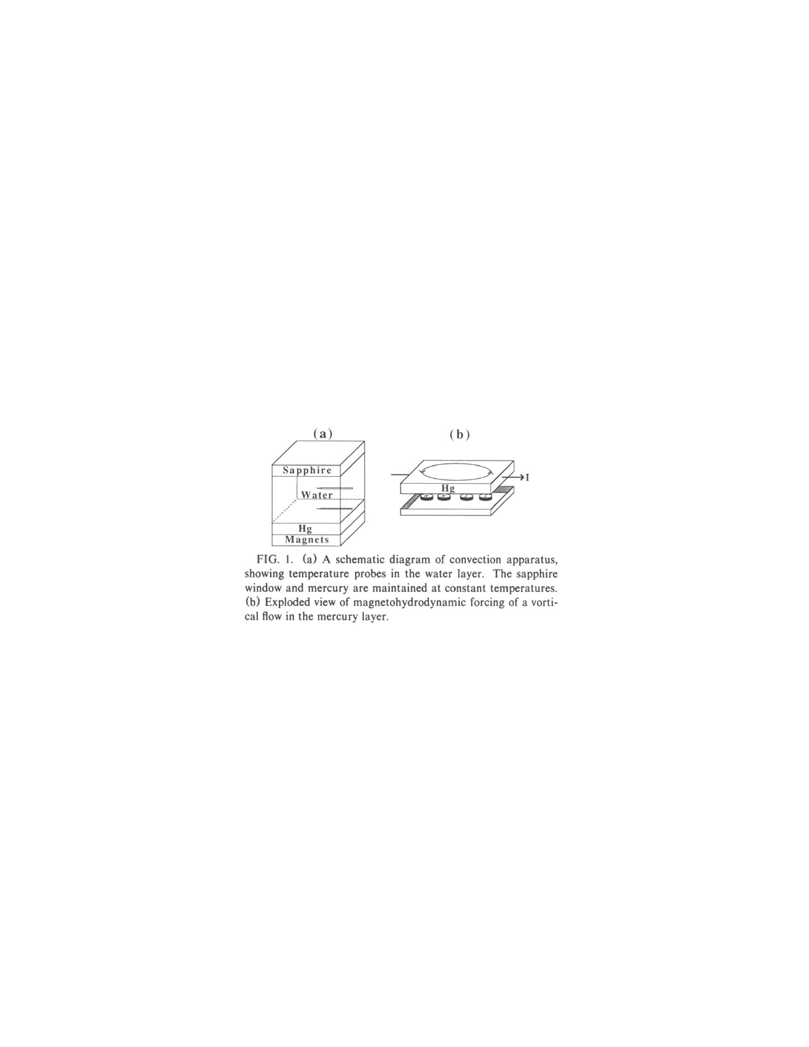FIG. 1. (a) A schematic diagram of convection apparatus, showing temperature probes in the water layer. The sapphire window and mercury are maintained at constant temperatures. (b) Exploded view of magnetohydrodynamic forcing of a vortical flow in the mercury layer.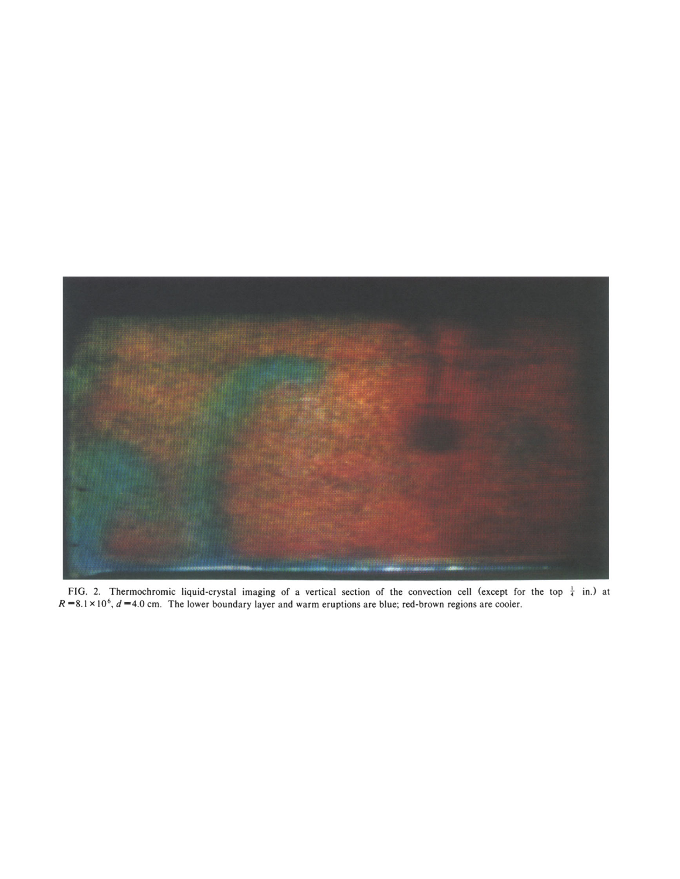FIG. 2. Thermochromic liquid-crystal imaging of a vertical section of the convection cell (except for the top $\frac{1}{4}$ in.) at $R = 8.1 \times 10^6$, $d = 4.0$ cm. The lower boundary layer and warm eruptions are blue; red-brown regions are cooler.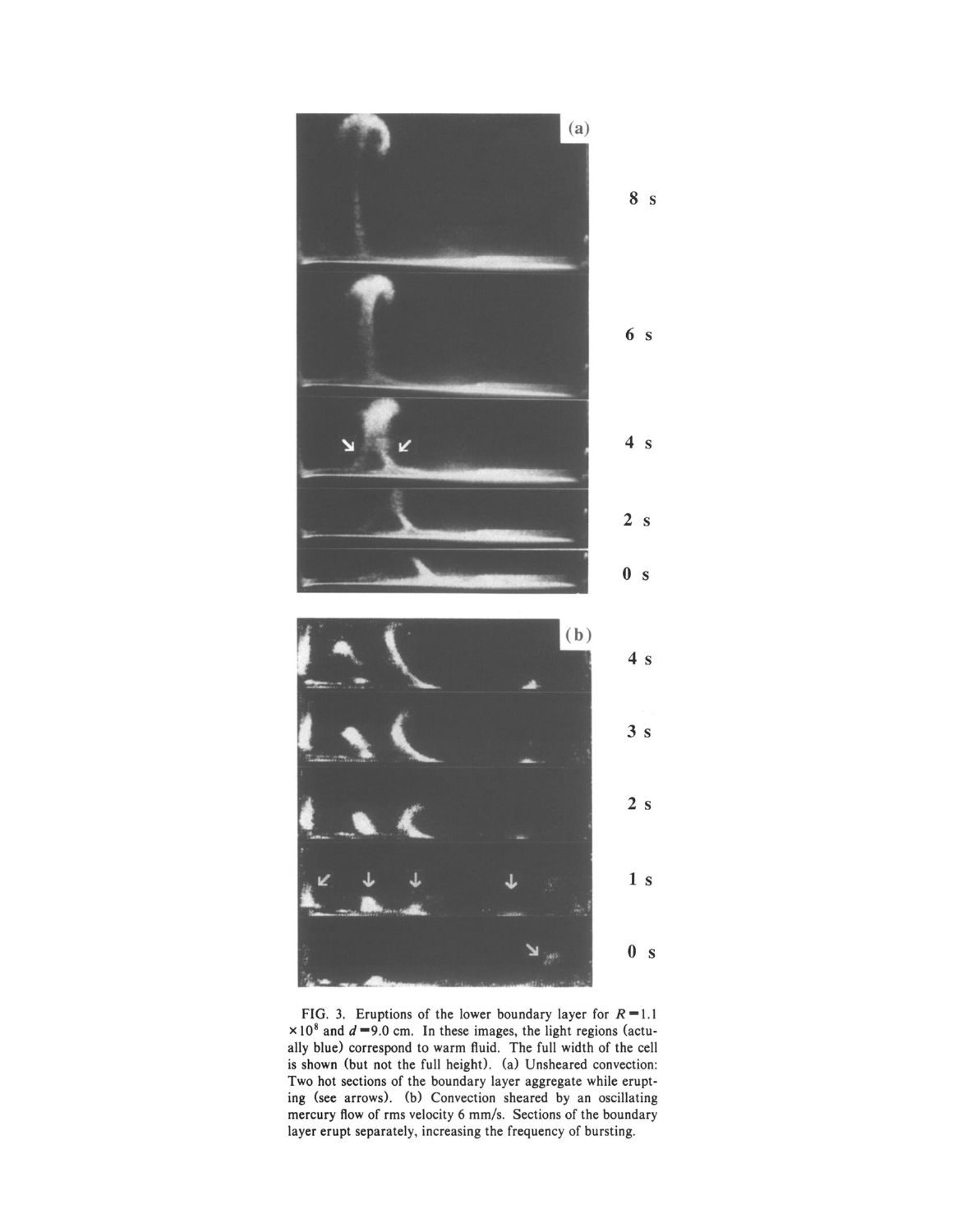(a)

8 s

6 s

4 s

2 s

0 s

(b)

4 s

3 s

2 s

1 s

0 s

FIG. 3. Eruptions of the lower boundary layer for $R = 1.1 \times 10^8$ and $d = 9.0$ cm. In these images, the light regions (actually blue) correspond to warm fluid. The full width of the cell is shown (but not the full height). (a) Unsheared convection: Two hot sections of the boundary layer aggregate while erupting (see arrows). (b) Convection sheared by an oscillating mercury flow of rms velocity 6 mm/s. Sections of the boundary layer erupt separately, increasing the frequency of bursting.